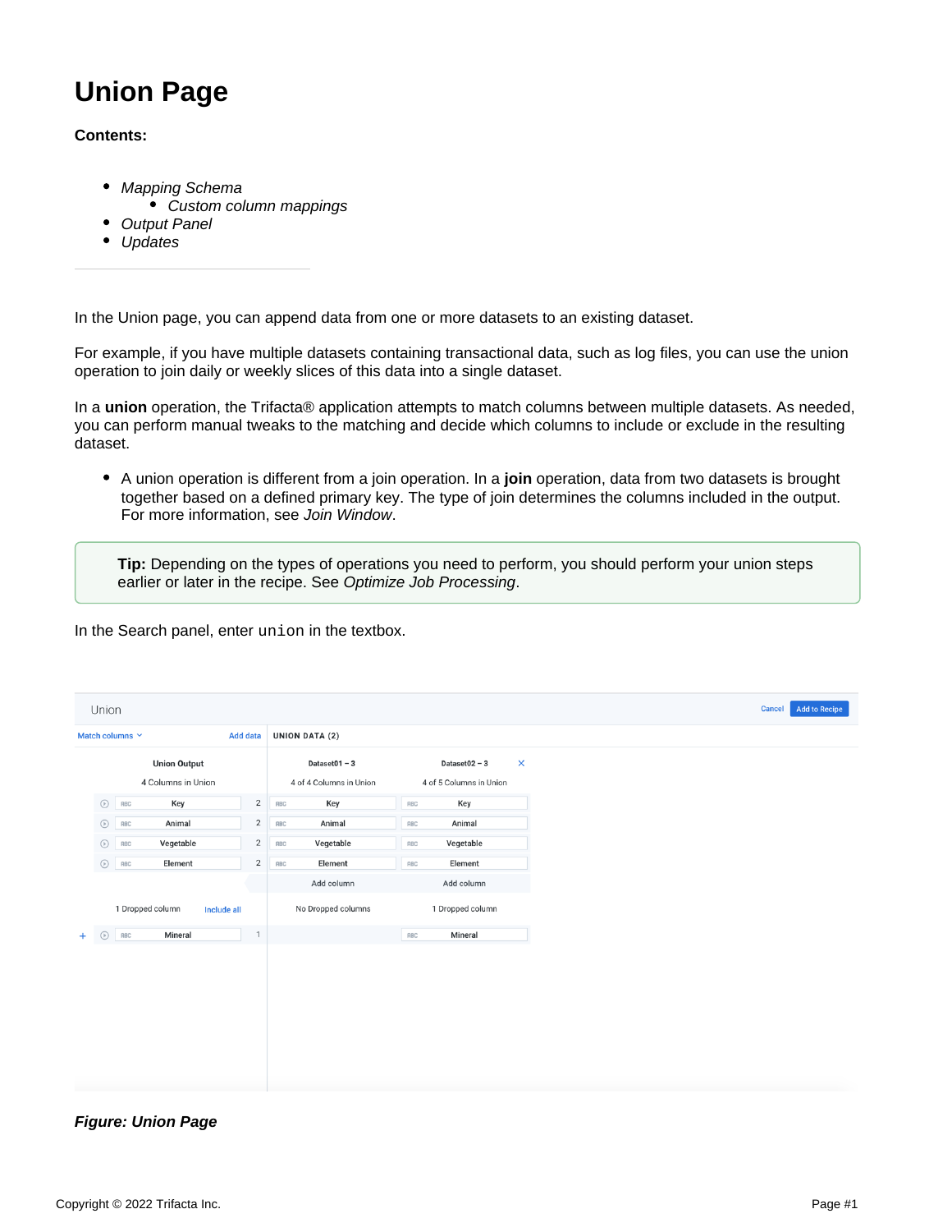# Union Page

**Contents:**

- *Mapping Schema*
  - *Custom column mappings*
- *Output Panel*
- *Updates*

---

In the Union page, you can append data from one or more datasets to an existing dataset.

For example, if you have multiple datasets containing transactional data, such as log files, you can use the union operation to join daily or weekly slices of this data into a single dataset.

In a **union** operation, the Trifacta® application attempts to match columns between multiple datasets. As needed, you can perform manual tweaks to the matching and decide which columns to include or exclude in the resulting dataset.

- A union operation is different from a join operation. In a **join** operation, data from two datasets is brought together based on a defined primary key. The type of join determines the columns included in the output. For more information, see *Join Window*.

> **Tip:** Depending on the types of operations you need to perform, you should perform your union steps earlier or later in the recipe. See *Optimize Job Processing*.

In the Search panel, enter `union` in the textbox.

***Figure: Union Page***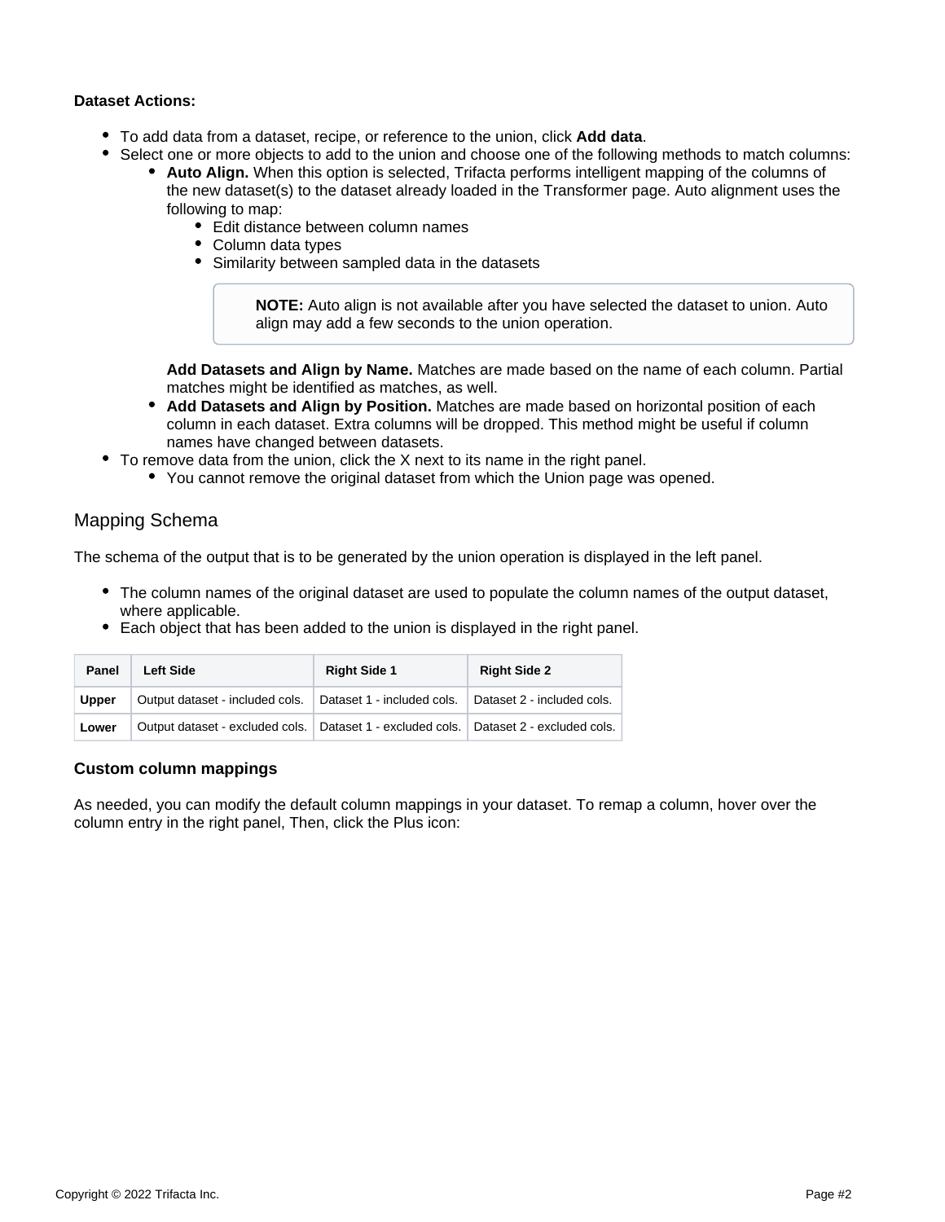**Dataset Actions:**

- To add data from a dataset, recipe, or reference to the union, click **Add data**.
- Select one or more objects to add to the union and choose one of the following methods to match columns:
  - **Auto Align.** When this option is selected, Trifacta performs intelligent mapping of the columns of the new dataset(s) to the dataset already loaded in the Transformer page. Auto alignment uses the following to map:
    - Edit distance between column names
    - Column data types
    - Similarity between sampled data in the datasets

      > **NOTE:** Auto align is not available after you have selected the dataset to union. Auto align may add a few seconds to the union operation.

    **Add Datasets and Align by Name.** Matches are made based on the name of each column. Partial matches might be identified as matches, as well.
  - **Add Datasets and Align by Position.** Matches are made based on horizontal position of each column in each dataset. Extra columns will be dropped. This method might be useful if column names have changed between datasets.
- To remove data from the union, click the X next to its name in the right panel.
  - You cannot remove the original dataset from which the Union page was opened.

## Mapping Schema

The schema of the output that is to be generated by the union operation is displayed in the left panel.

- The column names of the original dataset are used to populate the column names of the output dataset, where applicable.
- Each object that has been added to the union is displayed in the right panel.

| Panel | Left Side | Right Side 1 | Right Side 2 |
| --- | --- | --- | --- |
| **Upper** | Output dataset - included cols. | Dataset 1 - included cols. | Dataset 2 - included cols. |
| **Lower** | Output dataset - excluded cols. | Dataset 1 - excluded cols. | Dataset 2 - excluded cols. |

### Custom column mappings

As needed, you can modify the default column mappings in your dataset. To remap a column, hover over the column entry in the right panel, Then, click the Plus icon: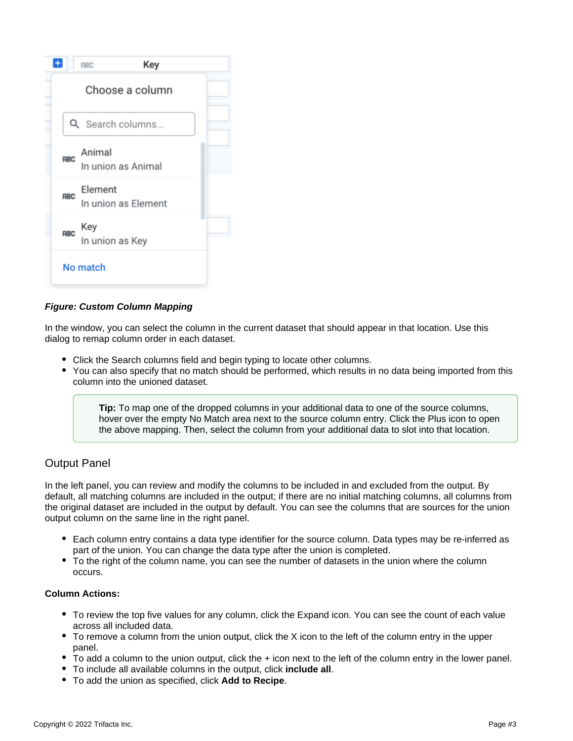*Figure: Custom Column Mapping*

In the window, you can select the column in the current dataset that should appear in that location. Use this dialog to remap column order in each dataset.

- Click the Search columns field and begin typing to locate other columns.
- You can also specify that no match should be performed, which results in no data being imported from this column into the unioned dataset.

> **Tip:** To map one of the dropped columns in your additional data to one of the source columns, hover over the empty No Match area next to the source column entry. Click the Plus icon to open the above mapping. Then, select the column from your additional data to slot into that location.

## Output Panel

In the left panel, you can review and modify the columns to be included in and excluded from the output. By default, all matching columns are included in the output; if there are no initial matching columns, all columns from the original dataset are included in the output by default. You can see the columns that are sources for the union output column on the same line in the right panel.

- Each column entry contains a data type identifier for the source column. Data types may be re-inferred as part of the union. You can change the data type after the union is completed.
- To the right of the column name, you can see the number of datasets in the union where the column occurs.

**Column Actions:**

- To review the top five values for any column, click the Expand icon. You can see the count of each value across all included data.
- To remove a column from the union output, click the X icon to the left of the column entry in the upper panel.
- To add a column to the union output, click the + icon next to the left of the column entry in the lower panel.
- To include all available columns in the output, click **include all**.
- To add the union as specified, click **Add to Recipe**.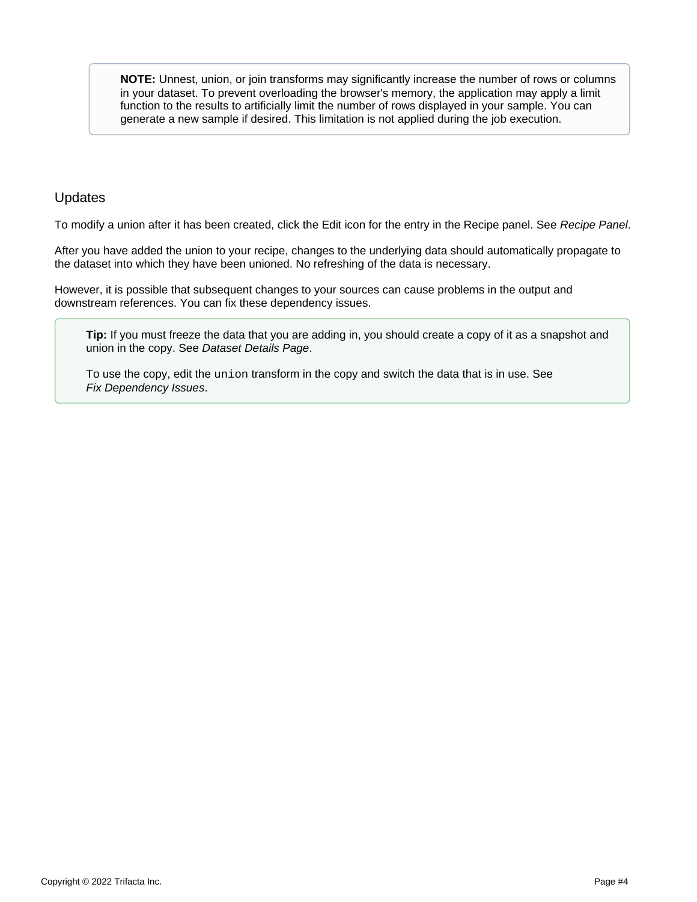> **NOTE:** Unnest, union, or join transforms may significantly increase the number of rows or columns in your dataset. To prevent overloading the browser's memory, the application may apply a limit function to the results to artificially limit the number of rows displayed in your sample. You can generate a new sample if desired. This limitation is not applied during the job execution.

## Updates

To modify a union after it has been created, click the Edit icon for the entry in the Recipe panel. See *Recipe Panel*.

After you have added the union to your recipe, changes to the underlying data should automatically propagate to the dataset into which they have been unioned. No refreshing of the data is necessary.

However, it is possible that subsequent changes to your sources can cause problems in the output and downstream references. You can fix these dependency issues.

> **Tip:** If you must freeze the data that you are adding in, you should create a copy of it as a snapshot and union in the copy. See *Dataset Details Page*.
>
> To use the copy, edit the `union` transform in the copy and switch the data that is in use. See *Fix Dependency Issues*.